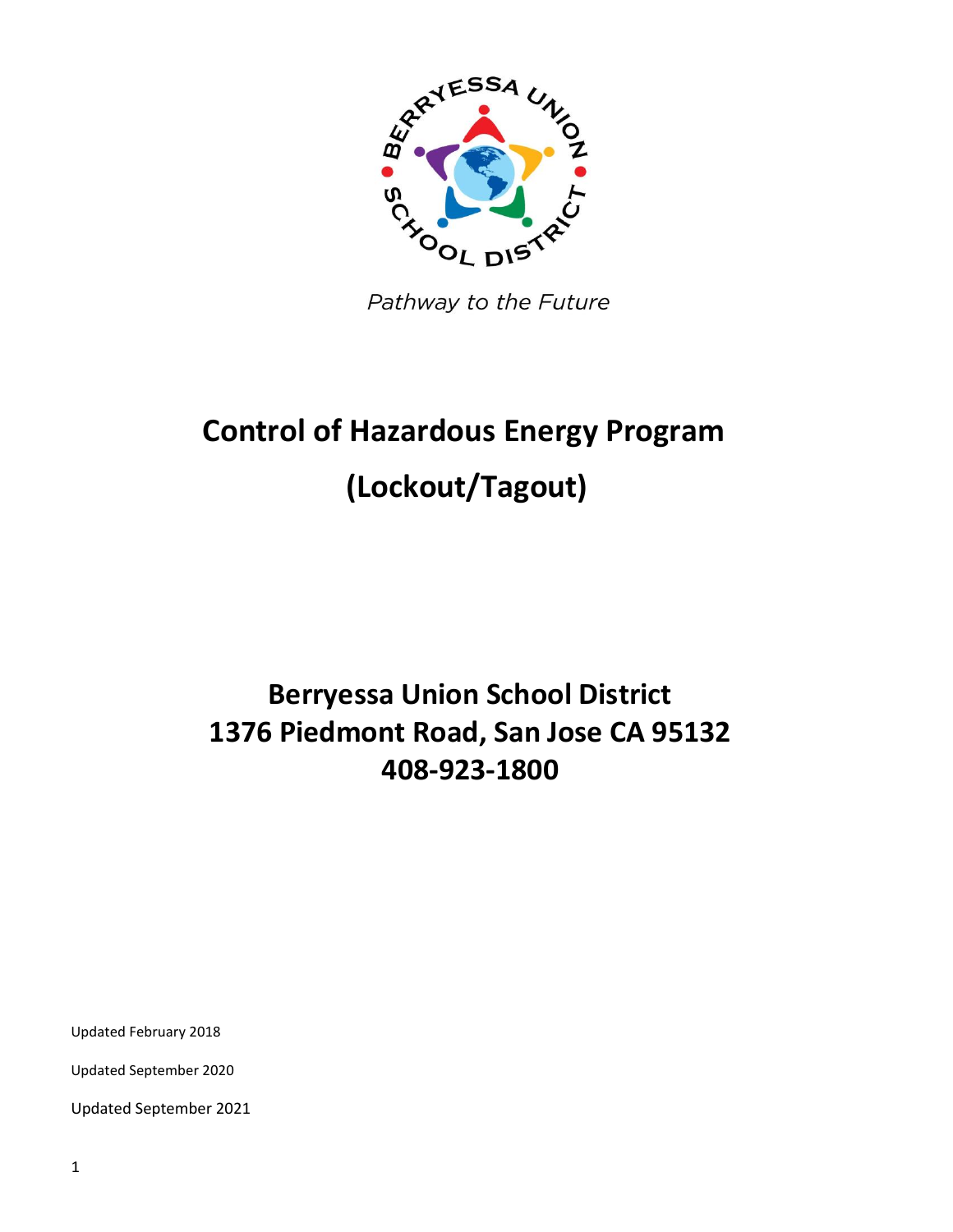*Pathway to the Future*

# Control of Hazardous Energy Program

# (Lockout/Tagout)

## Berryessa Union School District
## 1376 Piedmont Road, San Jose CA 95132
## 408-923-1800

Updated February 2018

Updated September 2020

Updated September 2021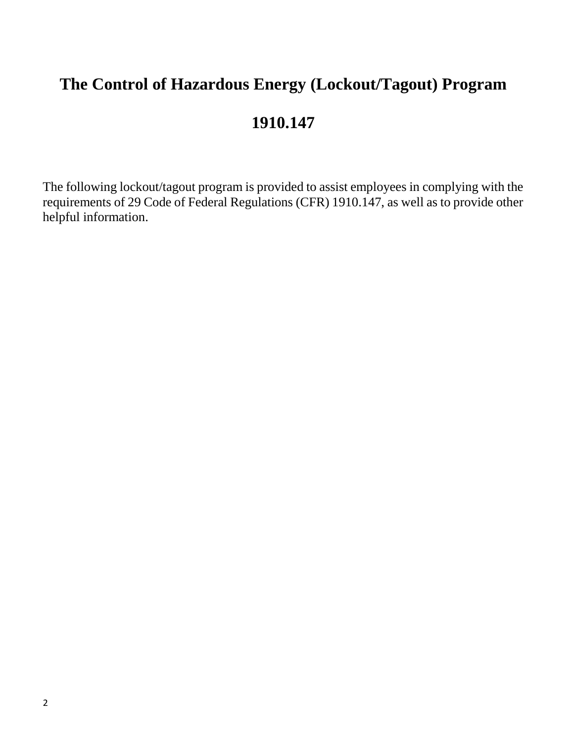# The Control of Hazardous Energy (Lockout/Tagout) Program

# 1910.147

The following lockout/tagout program is provided to assist employees in complying with the requirements of 29 Code of Federal Regulations (CFR) 1910.147, as well as to provide other helpful information.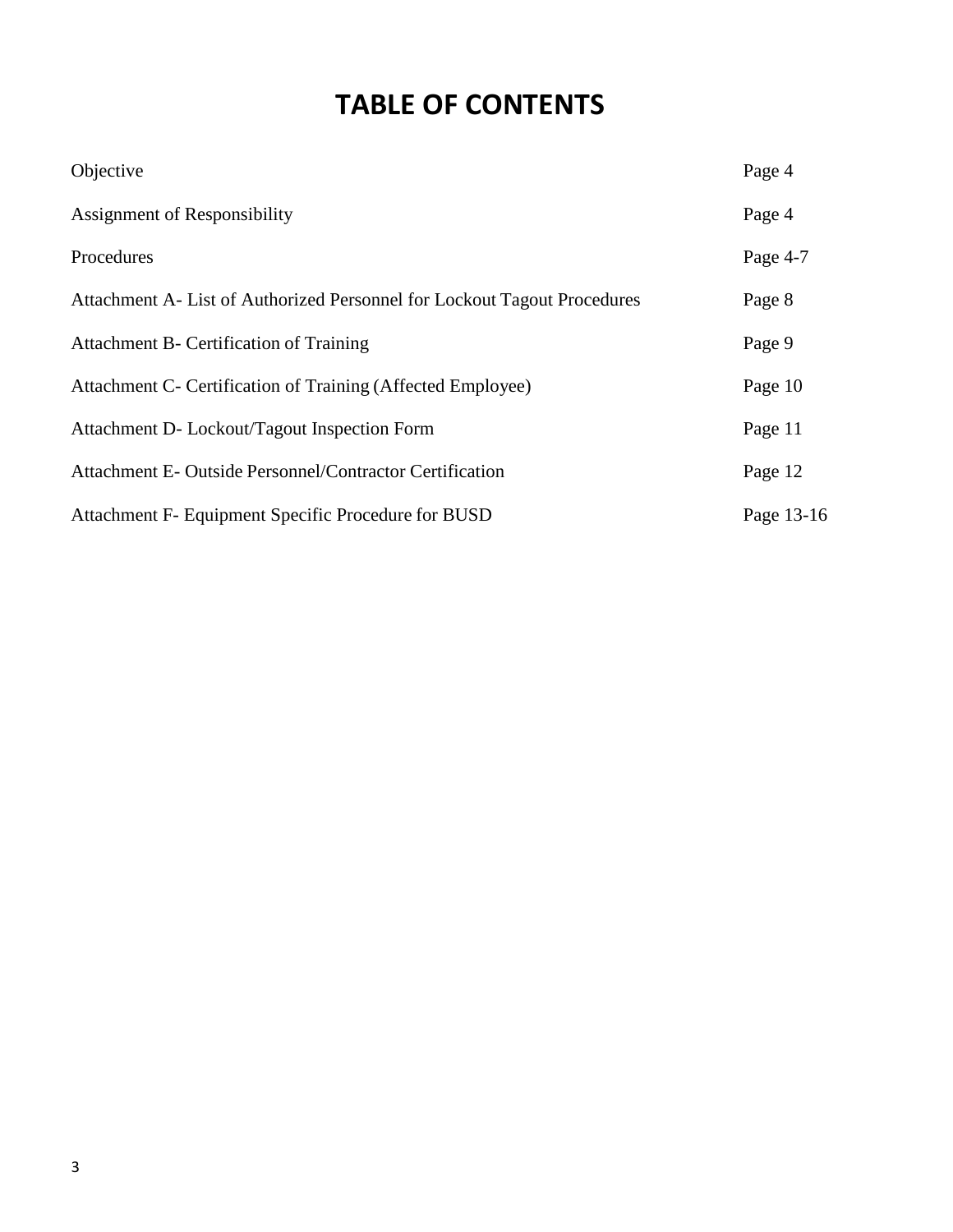# TABLE OF CONTENTS

| | |
|---|---|
| Objective | Page 4 |
| Assignment of Responsibility | Page 4 |
| Procedures | Page 4-7 |
| Attachment A- List of Authorized Personnel for Lockout Tagout Procedures | Page 8 |
| Attachment B- Certification of Training | Page 9 |
| Attachment C- Certification of Training (Affected Employee) | Page 10 |
| Attachment D- Lockout/Tagout Inspection Form | Page 11 |
| Attachment E- Outside Personnel/Contractor Certification | Page 12 |
| Attachment F- Equipment Specific Procedure for BUSD | Page 13-16 |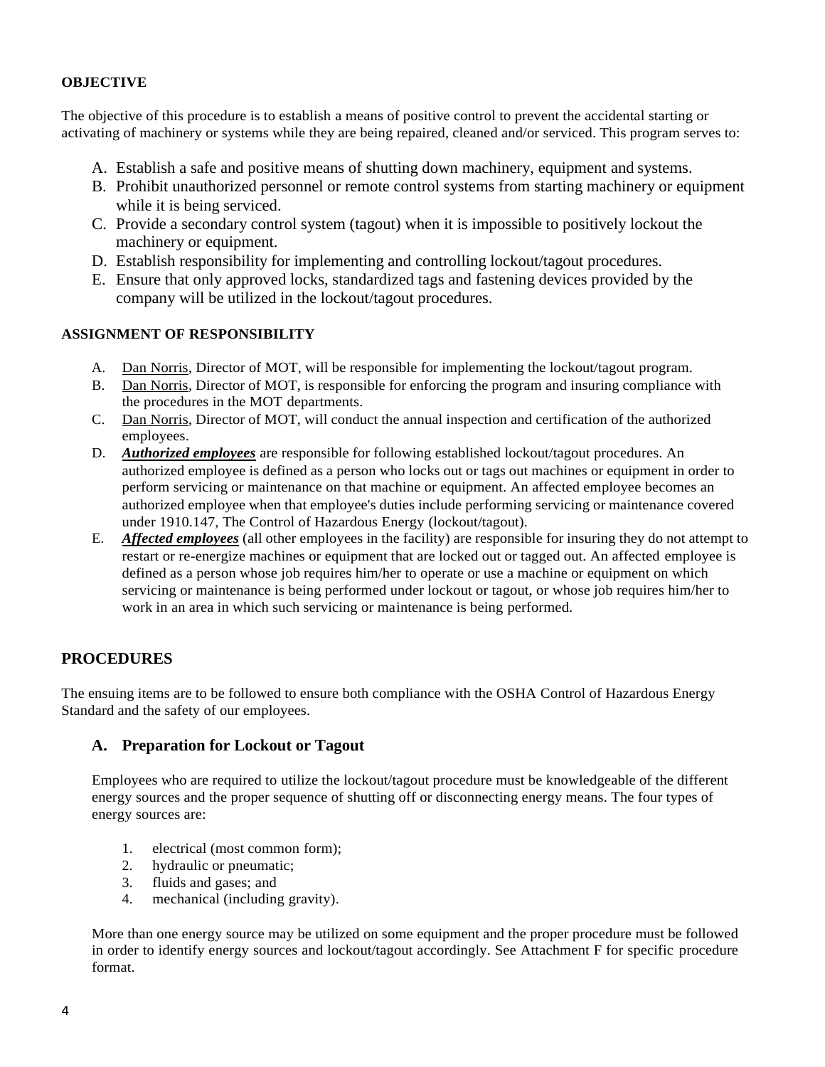**OBJECTIVE**

The objective of this procedure is to establish a means of positive control to prevent the accidental starting or activating of machinery or systems while they are being repaired, cleaned and/or serviced. This program serves to:

A. Establish a safe and positive means of shutting down machinery, equipment and systems.
B. Prohibit unauthorized personnel or remote control systems from starting machinery or equipment while it is being serviced.
C. Provide a secondary control system (tagout) when it is impossible to positively lockout the machinery or equipment.
D. Establish responsibility for implementing and controlling lockout/tagout procedures.
E. Ensure that only approved locks, standardized tags and fastening devices provided by the company will be utilized in the lockout/tagout procedures.

**ASSIGNMENT OF RESPONSIBILITY**

A. Dan Norris, Director of MOT, will be responsible for implementing the lockout/tagout program.
B. Dan Norris, Director of MOT, is responsible for enforcing the program and insuring compliance with the procedures in the MOT departments.
C. Dan Norris, Director of MOT, will conduct the annual inspection and certification of the authorized employees.
D. ***Authorized employees*** are responsible for following established lockout/tagout procedures. An authorized employee is defined as a person who locks out or tags out machines or equipment in order to perform servicing or maintenance on that machine or equipment. An affected employee becomes an authorized employee when that employee's duties include performing servicing or maintenance covered under 1910.147, The Control of Hazardous Energy (lockout/tagout).
E. ***Affected employees*** (all other employees in the facility) are responsible for insuring they do not attempt to restart or re-energize machines or equipment that are locked out or tagged out. An affected employee is defined as a person whose job requires him/her to operate or use a machine or equipment on which servicing or maintenance is being performed under lockout or tagout, or whose job requires him/her to work in an area in which such servicing or maintenance is being performed.

## PROCEDURES

The ensuing items are to be followed to ensure both compliance with the OSHA Control of Hazardous Energy Standard and the safety of our employees.

### A. Preparation for Lockout or Tagout

Employees who are required to utilize the lockout/tagout procedure must be knowledgeable of the different energy sources and the proper sequence of shutting off or disconnecting energy means. The four types of energy sources are:

1. electrical (most common form);
2. hydraulic or pneumatic;
3. fluids and gases; and
4. mechanical (including gravity).

More than one energy source may be utilized on some equipment and the proper procedure must be followed in order to identify energy sources and lockout/tagout accordingly. See Attachment F for specific procedure format.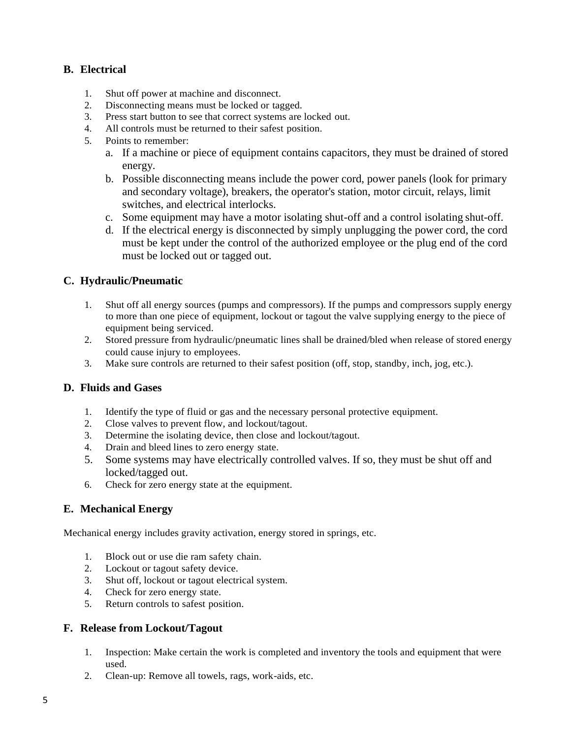## B. Electrical

1. Shut off power at machine and disconnect.
2. Disconnecting means must be locked or tagged.
3. Press start button to see that correct systems are locked out.
4. All controls must be returned to their safest position.
5. Points to remember:
   a. If a machine or piece of equipment contains capacitors, they must be drained of stored energy.
   b. Possible disconnecting means include the power cord, power panels (look for primary and secondary voltage), breakers, the operator's station, motor circuit, relays, limit switches, and electrical interlocks.
   c. Some equipment may have a motor isolating shut-off and a control isolating shut-off.
   d. If the electrical energy is disconnected by simply unplugging the power cord, the cord must be kept under the control of the authorized employee or the plug end of the cord must be locked out or tagged out.

## C. Hydraulic/Pneumatic

1. Shut off all energy sources (pumps and compressors). If the pumps and compressors supply energy to more than one piece of equipment, lockout or tagout the valve supplying energy to the piece of equipment being serviced.
2. Stored pressure from hydraulic/pneumatic lines shall be drained/bled when release of stored energy could cause injury to employees.
3. Make sure controls are returned to their safest position (off, stop, standby, inch, jog, etc.).

## D. Fluids and Gases

1. Identify the type of fluid or gas and the necessary personal protective equipment.
2. Close valves to prevent flow, and lockout/tagout.
3. Determine the isolating device, then close and lockout/tagout.
4. Drain and bleed lines to zero energy state.
5. Some systems may have electrically controlled valves. If so, they must be shut off and locked/tagged out.
6. Check for zero energy state at the equipment.

## E. Mechanical Energy

Mechanical energy includes gravity activation, energy stored in springs, etc.

1. Block out or use die ram safety chain.
2. Lockout or tagout safety device.
3. Shut off, lockout or tagout electrical system.
4. Check for zero energy state.
5. Return controls to safest position.

## F. Release from Lockout/Tagout

1. Inspection: Make certain the work is completed and inventory the tools and equipment that were used.
2. Clean-up: Remove all towels, rags, work-aids, etc.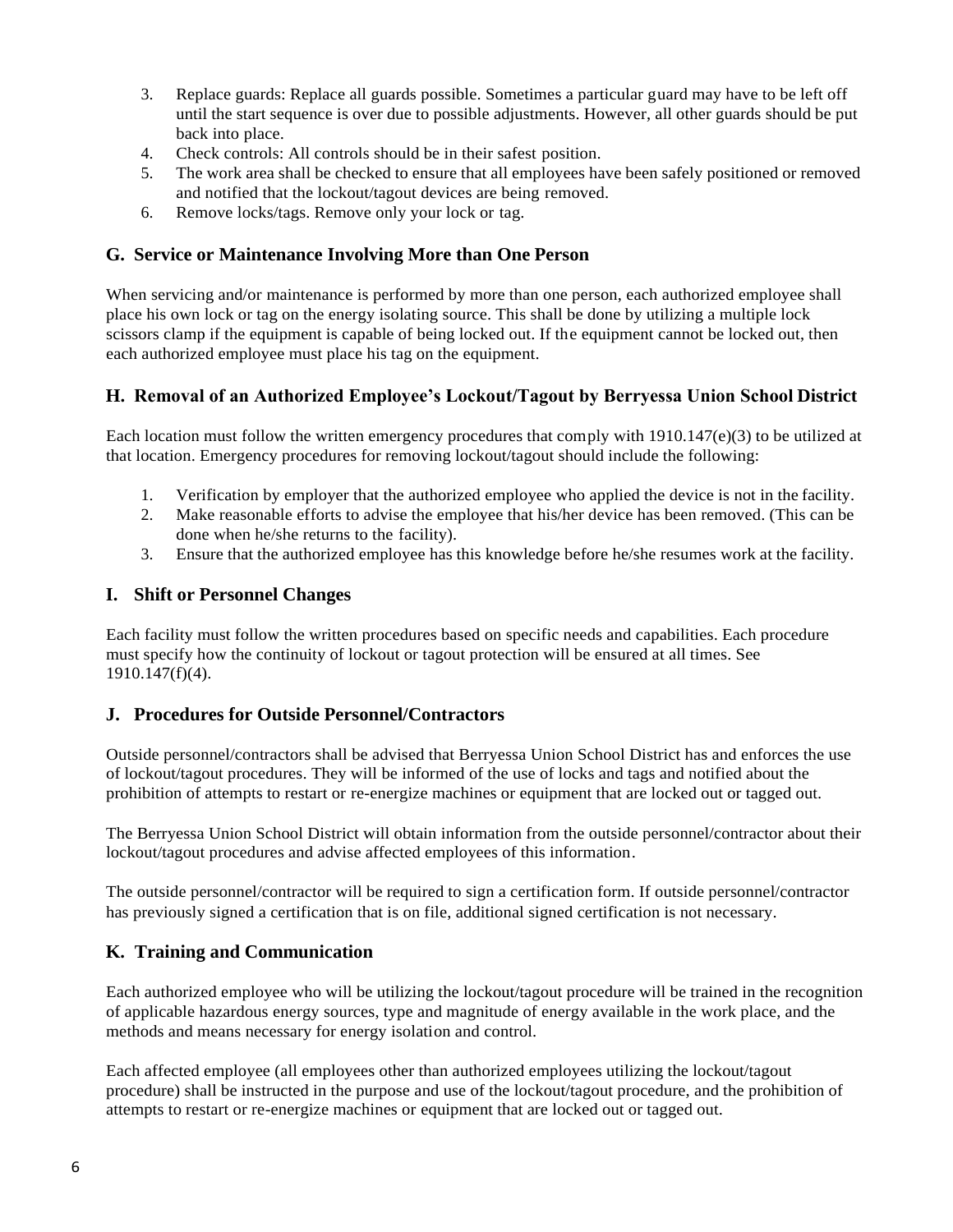3. Replace guards: Replace all guards possible. Sometimes a particular guard may have to be left off until the start sequence is over due to possible adjustments. However, all other guards should be put back into place.
4. Check controls: All controls should be in their safest position.
5. The work area shall be checked to ensure that all employees have been safely positioned or removed and notified that the lockout/tagout devices are being removed.
6. Remove locks/tags. Remove only your lock or tag.

### G. Service or Maintenance Involving More than One Person

When servicing and/or maintenance is performed by more than one person, each authorized employee shall place his own lock or tag on the energy isolating source. This shall be done by utilizing a multiple lock scissors clamp if the equipment is capable of being locked out. If the equipment cannot be locked out, then each authorized employee must place his tag on the equipment.

### H. Removal of an Authorized Employee's Lockout/Tagout by Berryessa Union School District

Each location must follow the written emergency procedures that comply with 1910.147(e)(3) to be utilized at that location. Emergency procedures for removing lockout/tagout should include the following:

1. Verification by employer that the authorized employee who applied the device is not in the facility.
2. Make reasonable efforts to advise the employee that his/her device has been removed. (This can be done when he/she returns to the facility).
3. Ensure that the authorized employee has this knowledge before he/she resumes work at the facility.

### I. Shift or Personnel Changes

Each facility must follow the written procedures based on specific needs and capabilities. Each procedure must specify how the continuity of lockout or tagout protection will be ensured at all times. See 1910.147(f)(4).

### J. Procedures for Outside Personnel/Contractors

Outside personnel/contractors shall be advised that Berryessa Union School District has and enforces the use of lockout/tagout procedures. They will be informed of the use of locks and tags and notified about the prohibition of attempts to restart or re-energize machines or equipment that are locked out or tagged out.

The Berryessa Union School District will obtain information from the outside personnel/contractor about their lockout/tagout procedures and advise affected employees of this information.

The outside personnel/contractor will be required to sign a certification form. If outside personnel/contractor has previously signed a certification that is on file, additional signed certification is not necessary.

### K. Training and Communication

Each authorized employee who will be utilizing the lockout/tagout procedure will be trained in the recognition of applicable hazardous energy sources, type and magnitude of energy available in the work place, and the methods and means necessary for energy isolation and control.

Each affected employee (all employees other than authorized employees utilizing the lockout/tagout procedure) shall be instructed in the purpose and use of the lockout/tagout procedure, and the prohibition of attempts to restart or re-energize machines or equipment that are locked out or tagged out.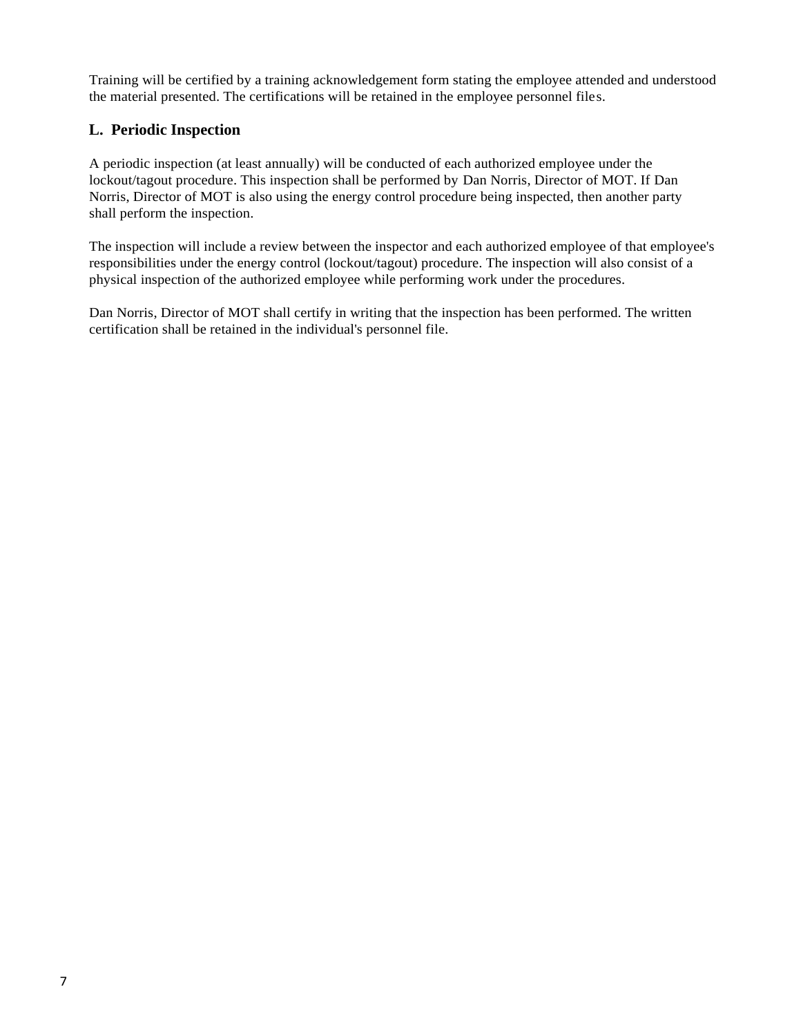Training will be certified by a training acknowledgement form stating the employee attended and understood the material presented. The certifications will be retained in the employee personnel files.

## L. Periodic Inspection

A periodic inspection (at least annually) will be conducted of each authorized employee under the lockout/tagout procedure. This inspection shall be performed by Dan Norris, Director of MOT. If Dan Norris, Director of MOT is also using the energy control procedure being inspected, then another party shall perform the inspection.

The inspection will include a review between the inspector and each authorized employee of that employee's responsibilities under the energy control (lockout/tagout) procedure. The inspection will also consist of a physical inspection of the authorized employee while performing work under the procedures.

Dan Norris, Director of MOT shall certify in writing that the inspection has been performed. The written certification shall be retained in the individual's personnel file.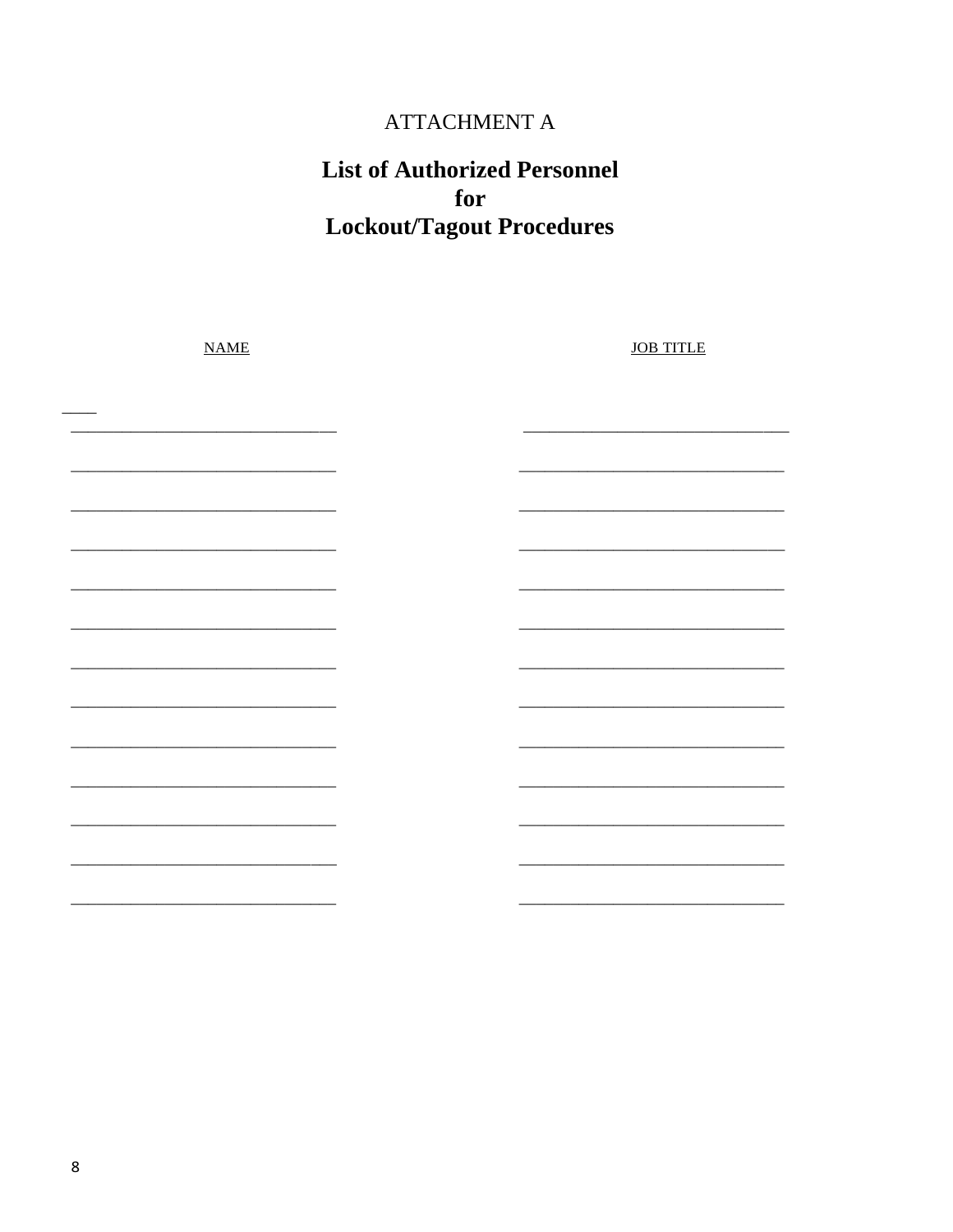ATTACHMENT A

# List of Authorized Personnel for Lockout/Tagout Procedures

| NAME | JOB TITLE |
|---|---|
| | |
| | |
| | |
| | |
| | |
| | |
| | |
| | |
| | |
| | |
| | |
| | |
| | |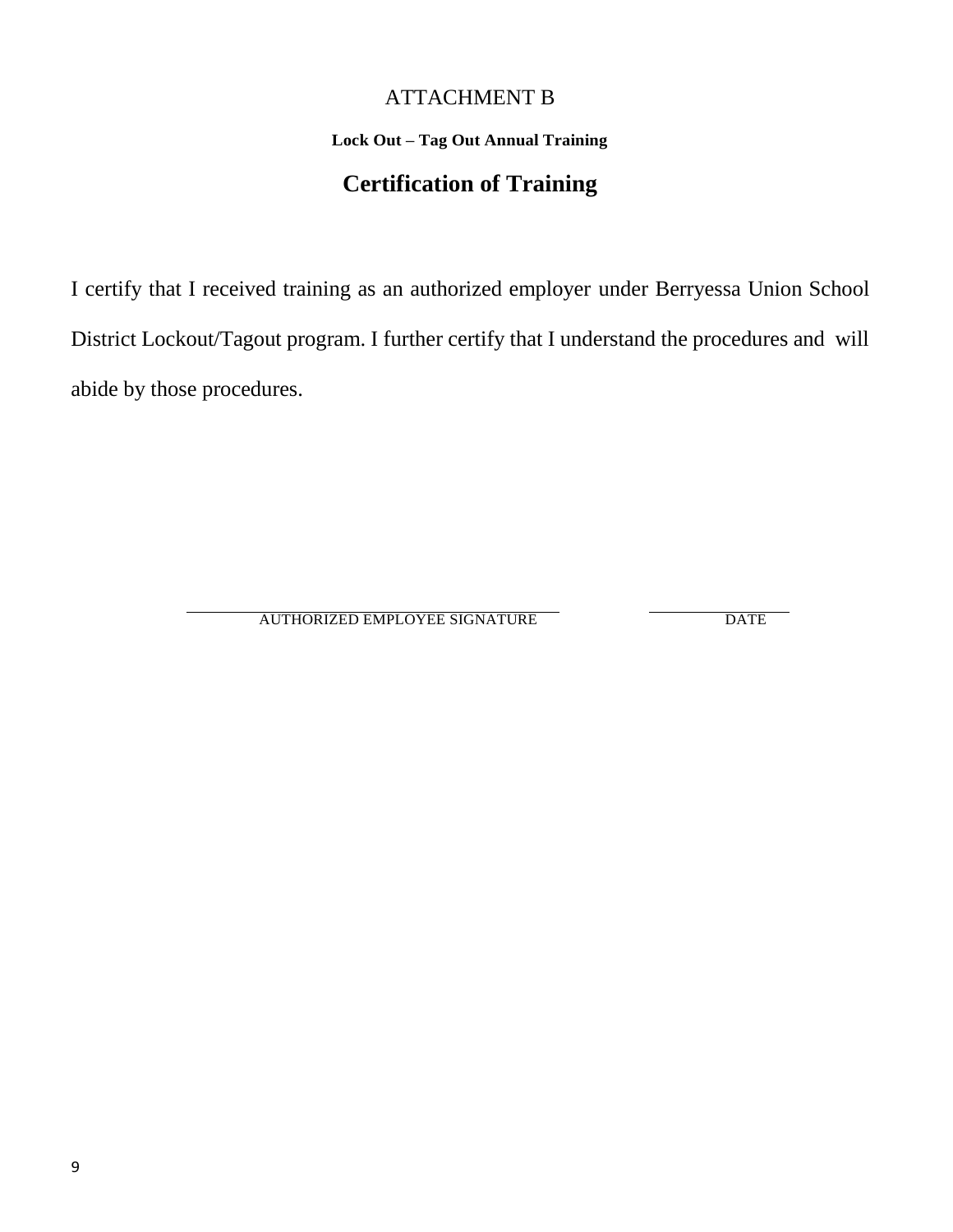# ATTACHMENT B

**Lock Out – Tag Out Annual Training**

## Certification of Training

I certify that I received training as an authorized employer under Berryessa Union School District Lockout/Tagout program. I further certify that I understand the procedures and will abide by those procedures.

______________________________ ______________

AUTHORIZED EMPLOYEE SIGNATURE DATE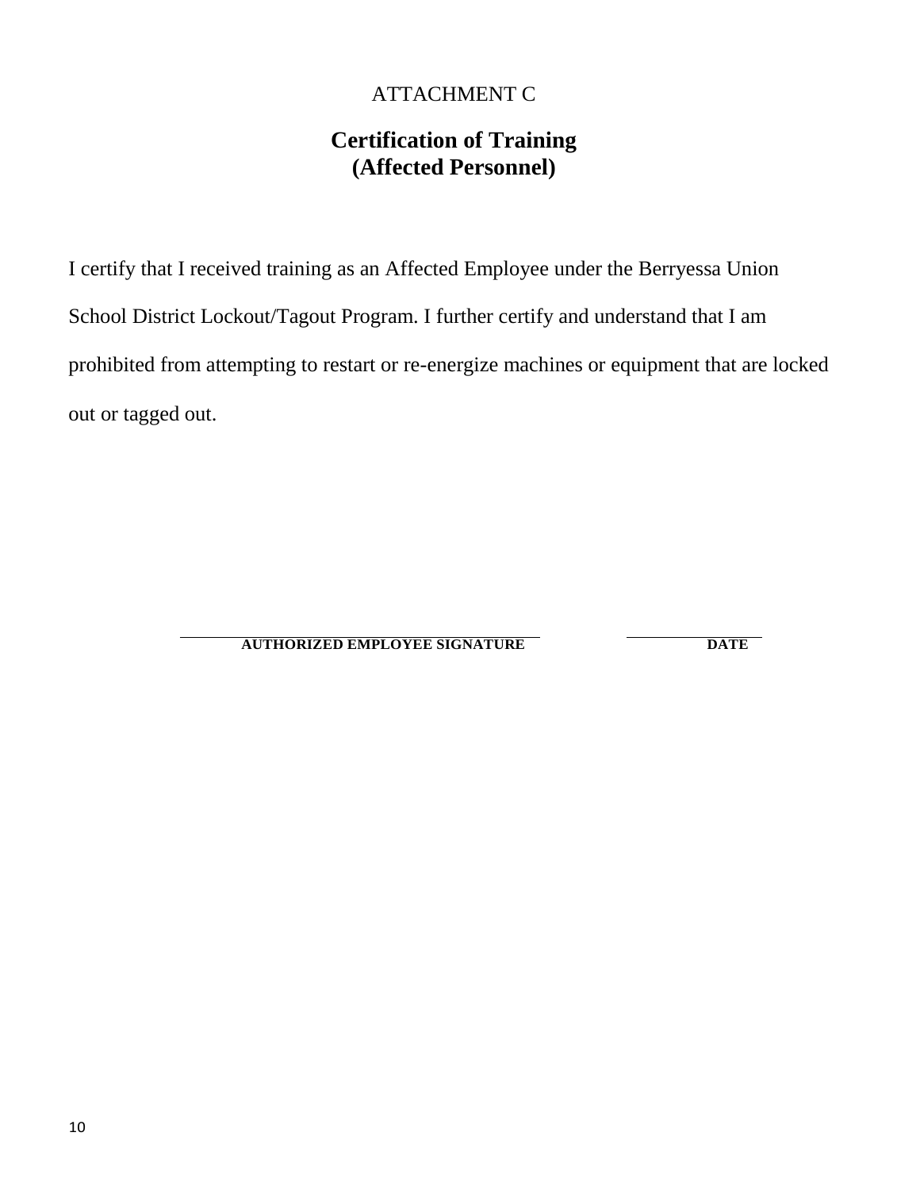ATTACHMENT C

# Certification of Training
# (Affected Personnel)

I certify that I received training as an Affected Employee under the Berryessa Union School District Lockout/Tagout Program. I further certify and understand that I am prohibited from attempting to restart or re-energize machines or equipment that are locked out or tagged out.

\_\_\_\_\_\_\_\_\_\_\_\_\_\_\_\_\_\_\_\_\_\_\_\_\_\_\_\_\_\_\_\_\_\_\_\_\_\_ \_\_\_\_\_\_\_\_\_\_\_\_\_\_\_\_
**AUTHORIZED EMPLOYEE SIGNATURE** **DATE**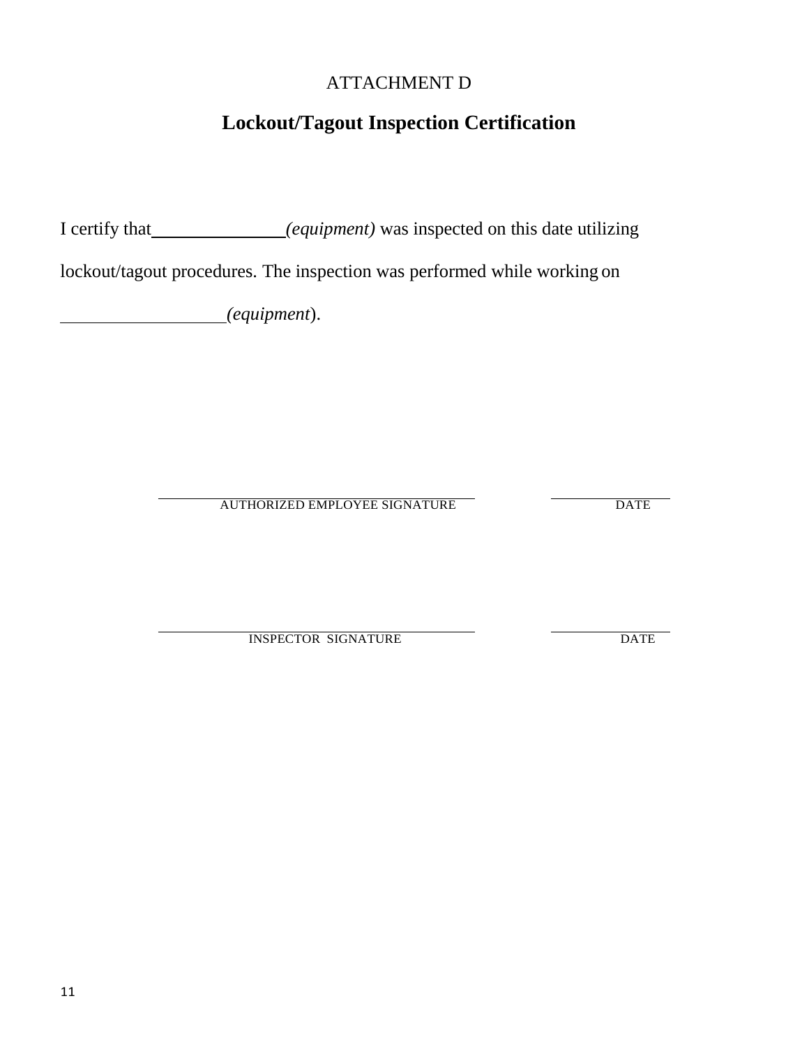ATTACHMENT D

# Lockout/Tagout Inspection Certification

I certify that_______________ *(equipment)* was inspected on this date utilizing lockout/tagout procedures. The inspection was performed while working on ___________________ *(equipment)*.

______________________________________ ______________
AUTHORIZED EMPLOYEE SIGNATURE DATE

______________________________________ ______________
INSPECTOR SIGNATURE DATE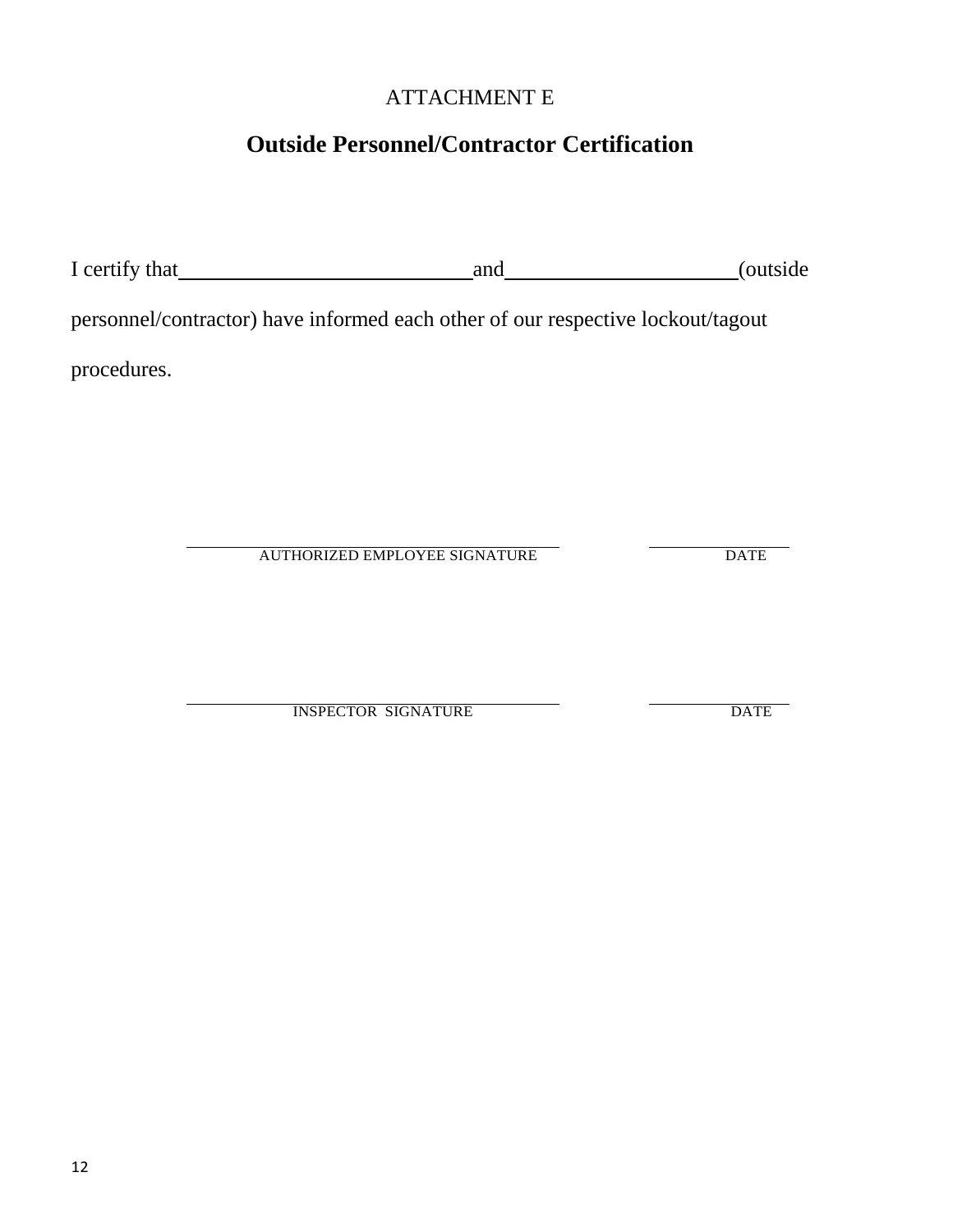ATTACHMENT E

# Outside Personnel/Contractor Certification

I certify that ____________________________ and ______________________ (outside personnel/contractor) have informed each other of our respective lockout/tagout procedures.

____________________________________ &nbsp;&nbsp;&nbsp;&nbsp; ______________
AUTHORIZED EMPLOYEE SIGNATURE &nbsp;&nbsp;&nbsp;&nbsp; DATE

____________________________________ &nbsp;&nbsp;&nbsp;&nbsp; ______________
INSPECTOR SIGNATURE &nbsp;&nbsp;&nbsp;&nbsp; DATE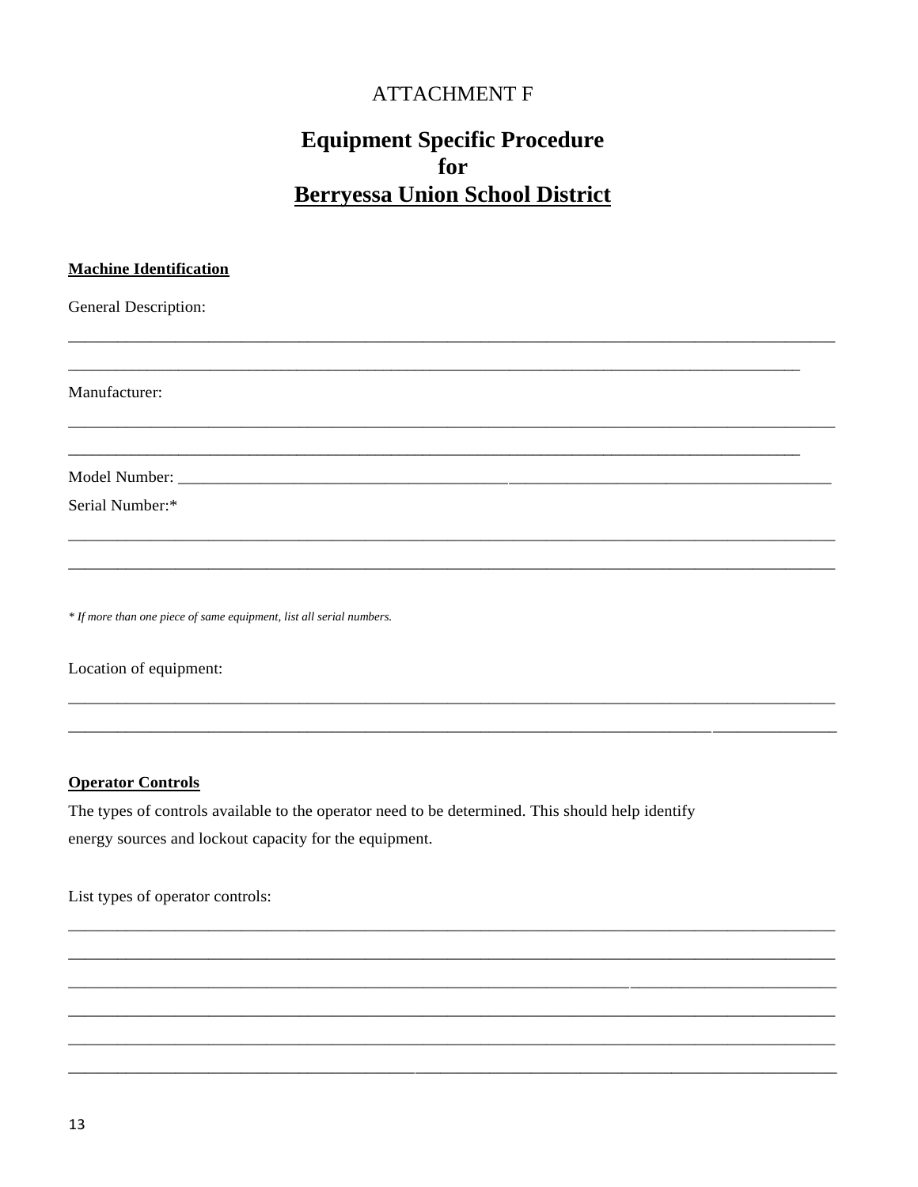ATTACHMENT F

# Equipment Specific Procedure for Berryessa Union School District

**Machine Identification**

General Description:

______________________________________________________________________________

___________________________________________________________________________

Manufacturer:

______________________________________________________________________________

___________________________________________________________________________

Model Number: ______________________________________________________________

Serial Number:*

______________________________________________________________________________

______________________________________________________________________________

*\* If more than one piece of same equipment, list all serial numbers.*

Location of equipment:

______________________________________________________________________________

______________________________________________________________________________

**Operator Controls**

The types of controls available to the operator need to be determined. This should help identify energy sources and lockout capacity for the equipment.

List types of operator controls:

______________________________________________________________________________

______________________________________________________________________________

______________________________________________________________________________

______________________________________________________________________________

______________________________________________________________________________

______________________________________________________________________________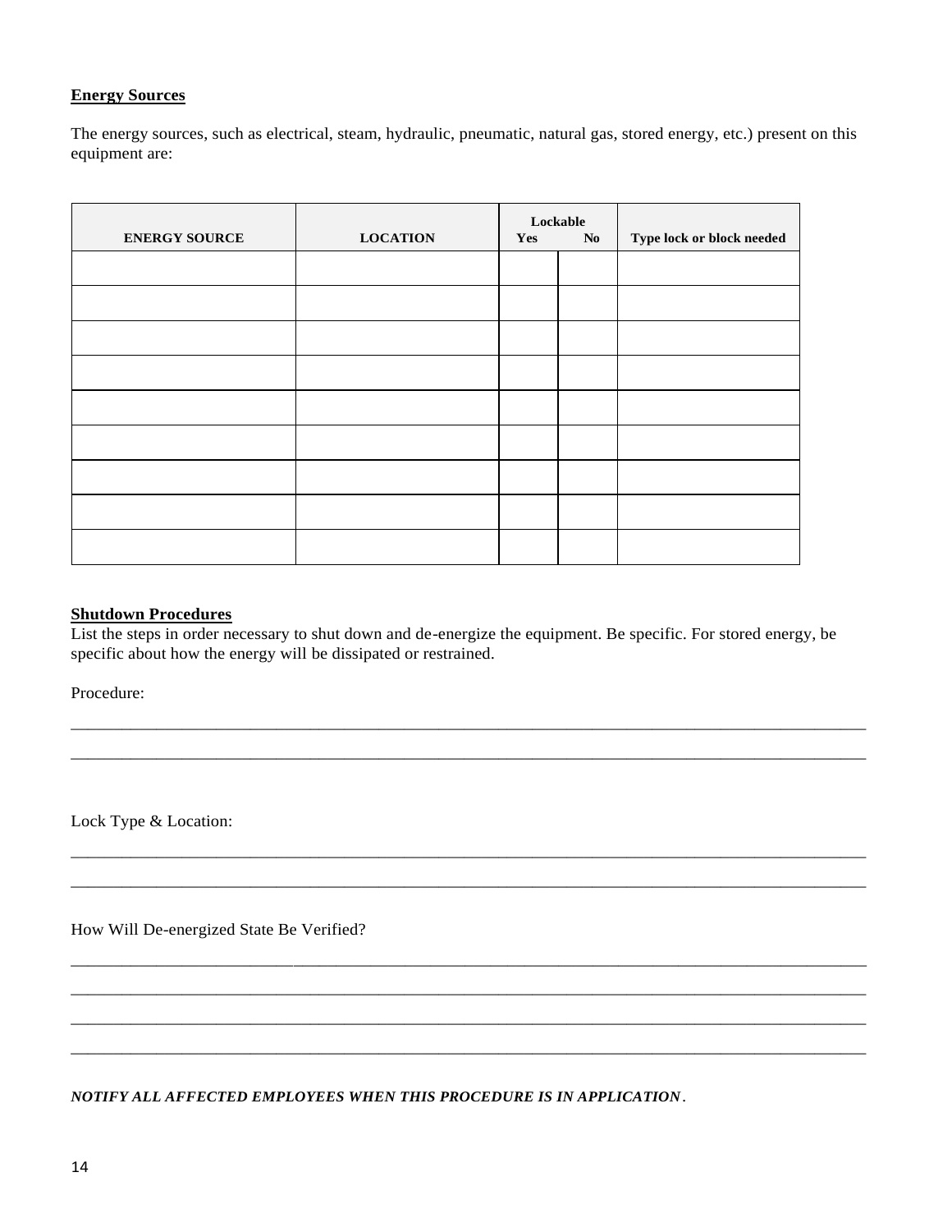**Energy Sources**

The energy sources, such as electrical, steam, hydraulic, pneumatic, natural gas, stored energy, etc.) present on this equipment are:

| ENERGY SOURCE | LOCATION | Lockable Yes | Lockable No | Type lock or block needed |
|---|---|---|---|---|
| | | | | |
| | | | | |
| | | | | |
| | | | | |
| | | | | |
| | | | | |
| | | | | |
| | | | | |
| | | | | |

**Shutdown Procedures**

List the steps in order necessary to shut down and de-energize the equipment. Be specific. For stored energy, be specific about how the energy will be dissipated or restrained.

Procedure:

______________________________________________________________________________________

______________________________________________________________________________________

Lock Type & Location:

______________________________________________________________________________________

______________________________________________________________________________________

How Will De-energized State Be Verified?

______________________________________________________________________________________

______________________________________________________________________________________

______________________________________________________________________________________

______________________________________________________________________________________

***NOTIFY ALL AFFECTED EMPLOYEES WHEN THIS PROCEDURE IS IN APPLICATION.***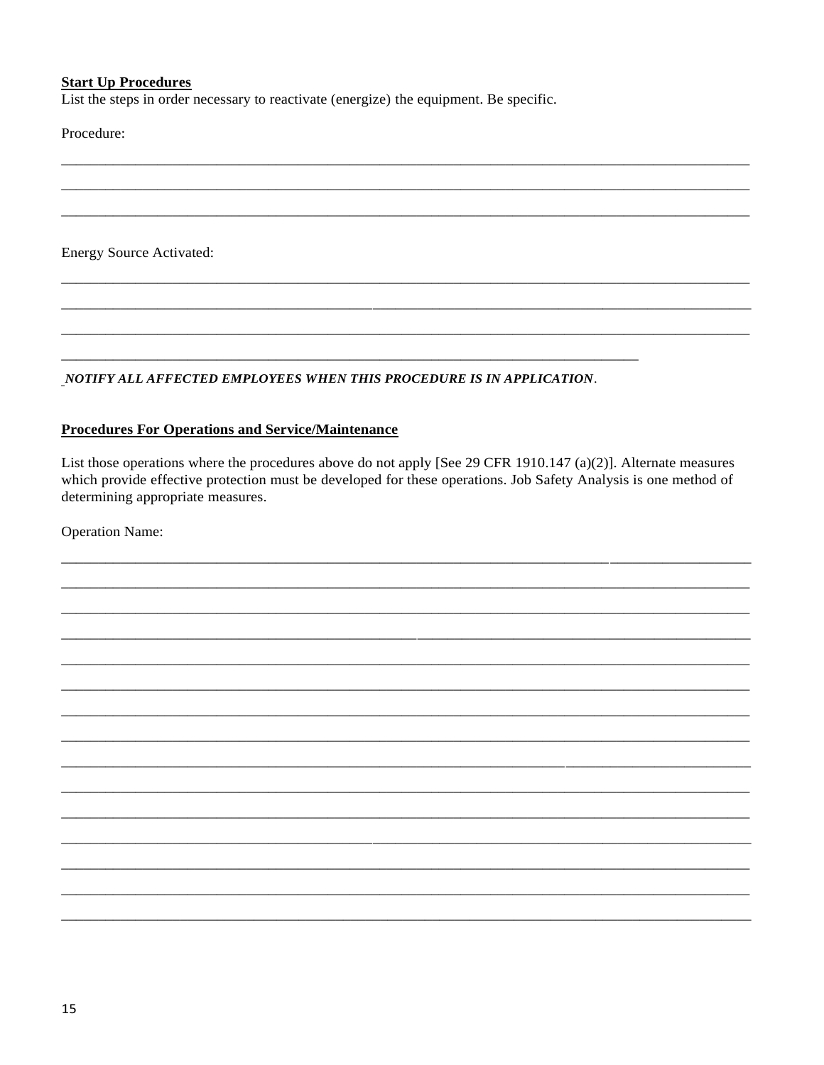**Start Up Procedures**

List the steps in order necessary to reactivate (energize) the equipment. Be specific.

Procedure:

______________________________________________________________________________

______________________________________________________________________________

______________________________________________________________________________

Energy Source Activated:

______________________________________________________________________________

______________________________________________________________________________

______________________________________________________________________________

_________________________________________________________________

***NOTIFY ALL AFFECTED EMPLOYEES WHEN THIS PROCEDURE IS IN APPLICATION***.

**Procedures For Operations and Service/Maintenance**

List those operations where the procedures above do not apply [See 29 CFR 1910.147 (a)(2)]. Alternate measures which provide effective protection must be developed for these operations. Job Safety Analysis is one method of determining appropriate measures.

Operation Name:

______________________________________________________________________________

______________________________________________________________________________

______________________________________________________________________________

______________________________________________________________________________

______________________________________________________________________________

______________________________________________________________________________

______________________________________________________________________________

______________________________________________________________________________

______________________________________________________________________________

______________________________________________________________________________

______________________________________________________________________________

______________________________________________________________________________

______________________________________________________________________________

______________________________________________________________________________

______________________________________________________________________________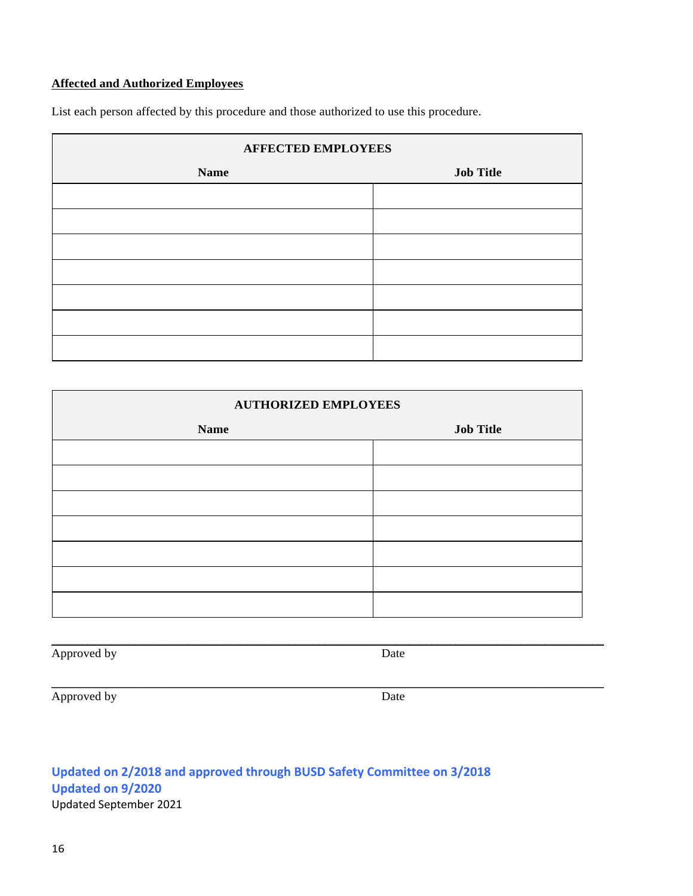**Affected and Authorized Employees**

List each person affected by this procedure and those authorized to use this procedure.

| AFFECTED EMPLOYEES | |
|---|---|
| **Name** | **Job Title** |
| | |
| | |
| | |
| | |
| | |
| | |
| | |

| AUTHORIZED EMPLOYEES | |
|---|---|
| **Name** | **Job Title** |
| | |
| | |
| | |
| | |
| | |
| | |
| | |

\_\_\_\_\_\_\_\_\_\_\_\_\_\_\_\_\_\_\_\_\_\_\_\_\_\_\_\_\_\_\_\_\_\_\_\_\_\_\_\_\_\_\_\_\_\_\_\_\_\_\_\_\_\_\_\_\_\_\_\_\_\_\_\_\_\_\_\_\_\_\_\_

Approved by                                                                                     Date

\_\_\_\_\_\_\_\_\_\_\_\_\_\_\_\_\_\_\_\_\_\_\_\_\_\_\_\_\_\_\_\_\_\_\_\_\_\_\_\_\_\_\_\_\_\_\_\_\_\_\_\_\_\_\_\_\_\_\_\_\_\_\_\_\_\_\_\_\_\_\_\_

Approved by                                                                                     Date

**Updated on 2/2018 and approved through BUSD Safety Committee on 3/2018**
**Updated on 9/2020**
Updated September 2021